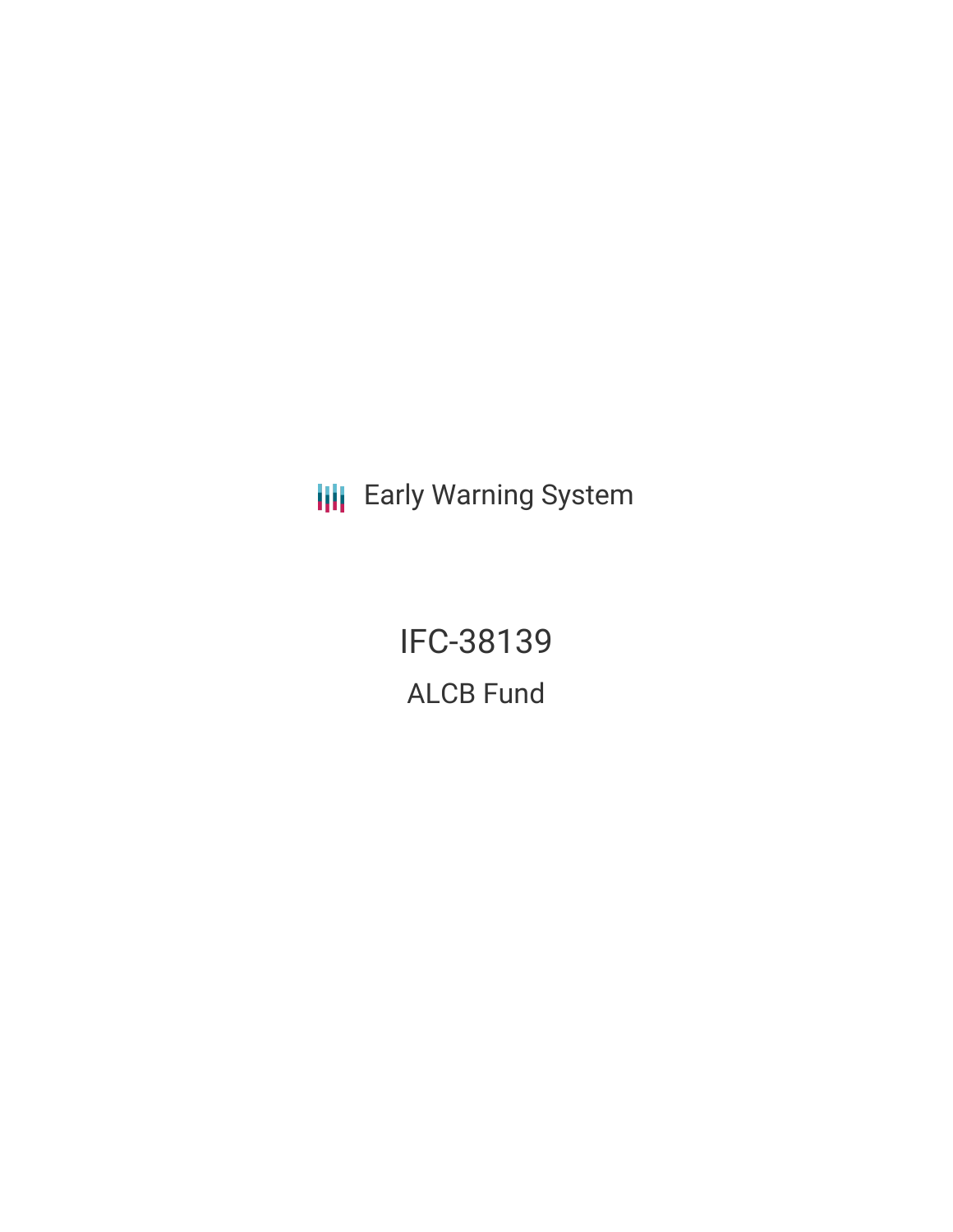Early Warning System

# IFC-38139

## ALCB Fund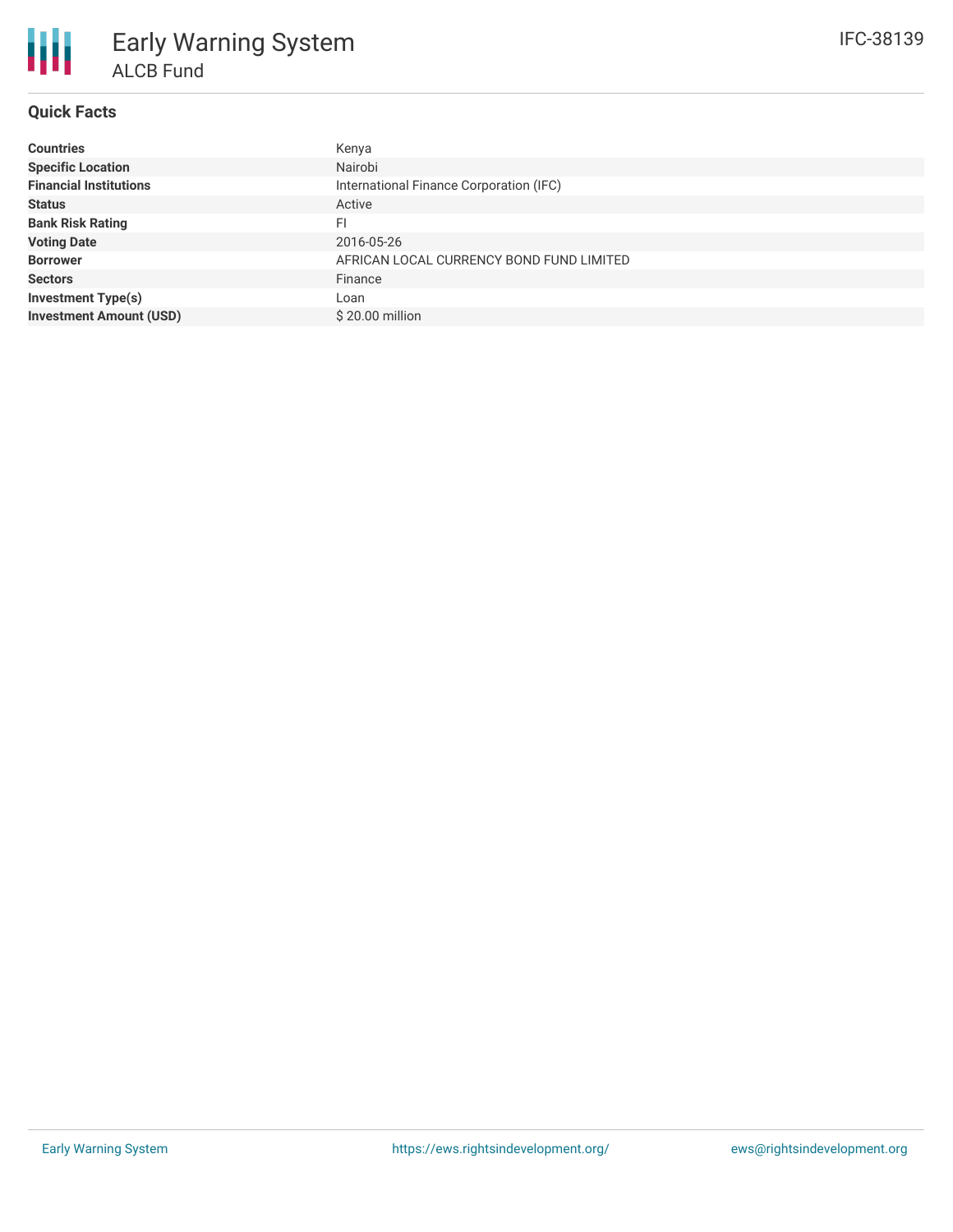# Early Warning System

## ALCB Fund

IFC-38139

### Quick Facts

| | |
|---|---|
| **Countries** | Kenya |
| **Specific Location** | Nairobi |
| **Financial Institutions** | International Finance Corporation (IFC) |
| **Status** | Active |
| **Bank Risk Rating** | FI |
| **Voting Date** | 2016-05-26 |
| **Borrower** | AFRICAN LOCAL CURRENCY BOND FUND LIMITED |
| **Sectors** | Finance |
| **Investment Type(s)** | Loan |
| **Investment Amount (USD)** | $ 20.00 million |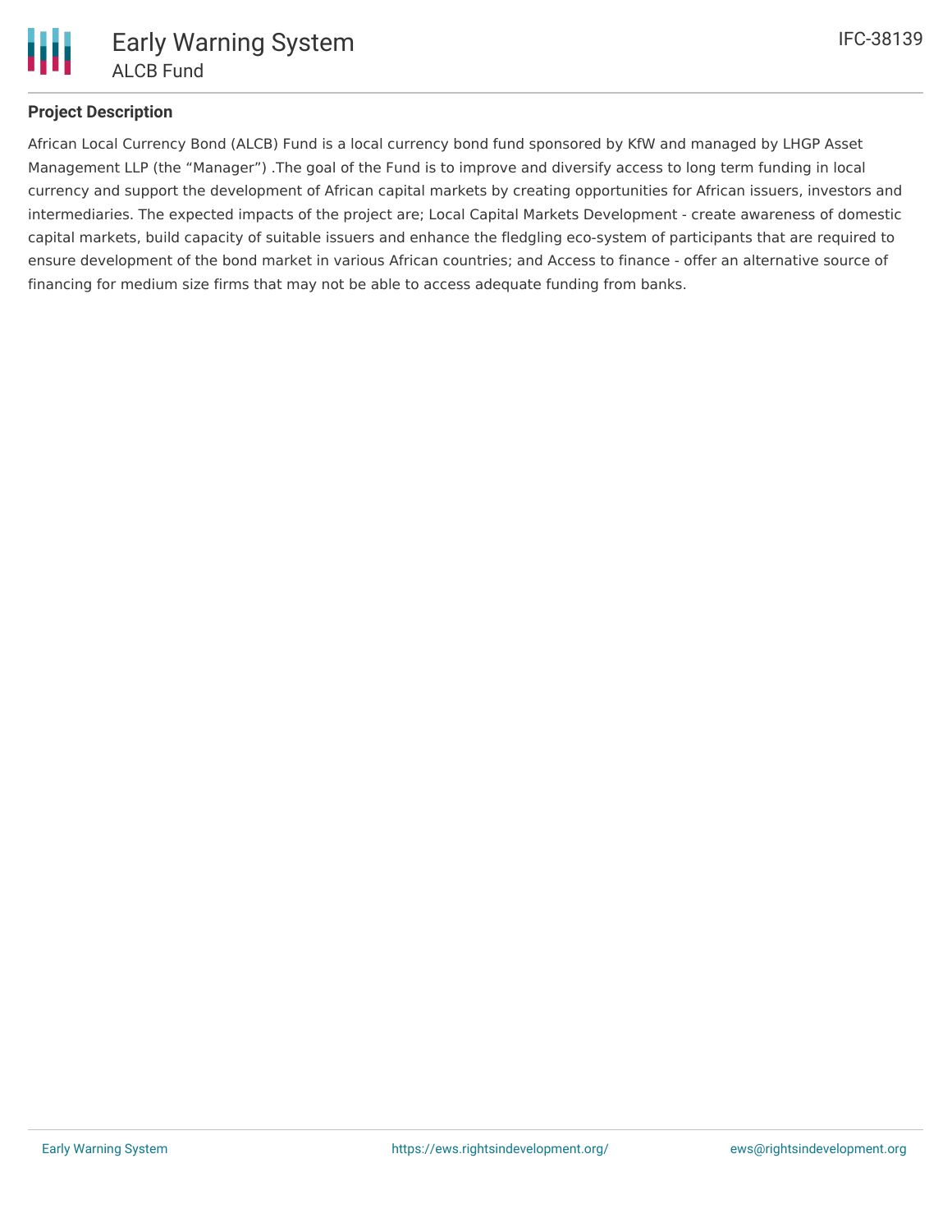## Project Description

African Local Currency Bond (ALCB) Fund is a local currency bond fund sponsored by KfW and managed by LHGP Asset Management LLP (the “Manager”) .The goal of the Fund is to improve and diversify access to long term funding in local currency and support the development of African capital markets by creating opportunities for African issuers, investors and intermediaries. The expected impacts of the project are; Local Capital Markets Development - create awareness of domestic capital markets, build capacity of suitable issuers and enhance the fledgling eco-system of participants that are required to ensure development of the bond market in various African countries; and Access to finance - offer an alternative source of financing for medium size firms that may not be able to access adequate funding from banks.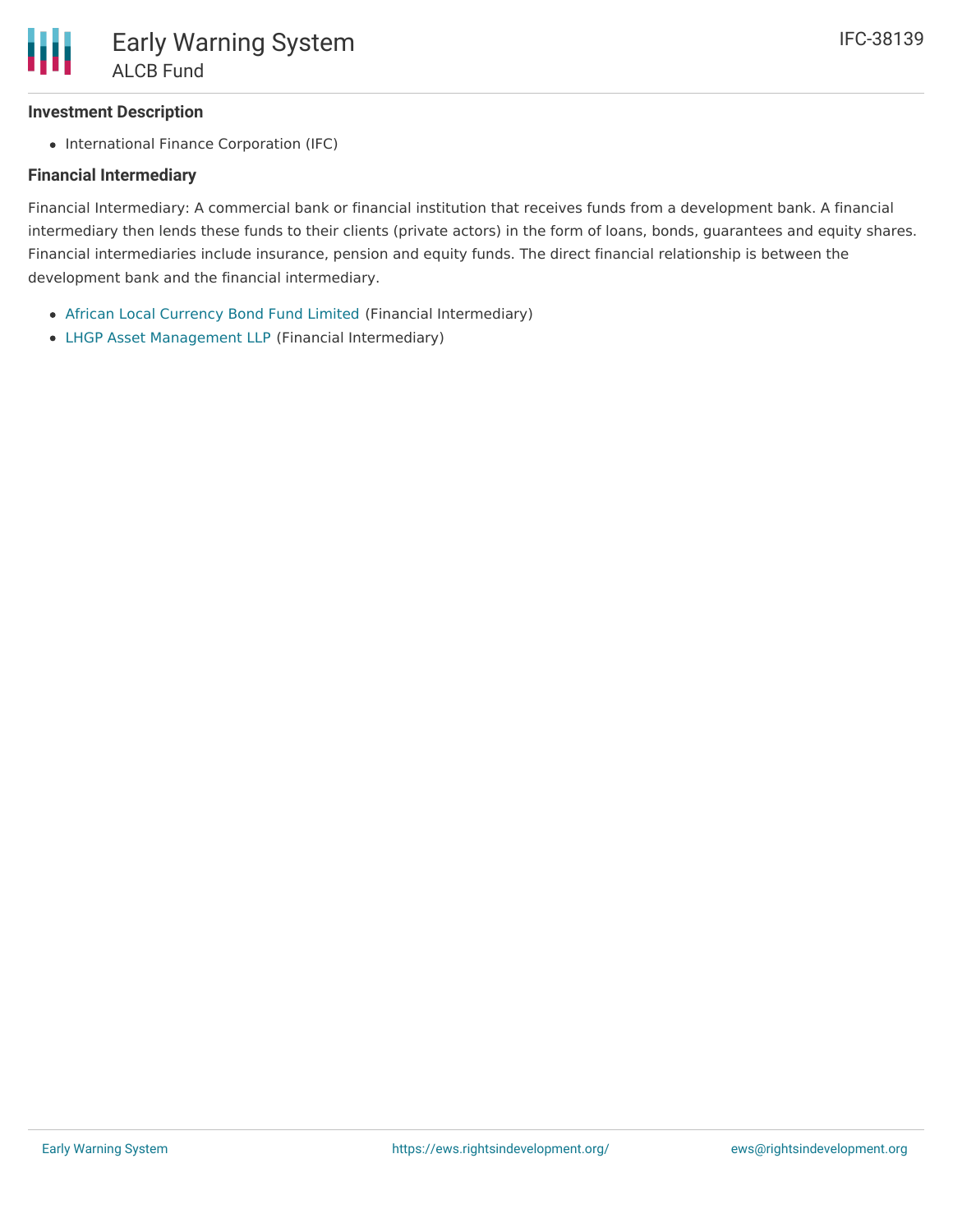#### Investment Description

- International Finance Corporation (IFC)

#### Financial Intermediary

Financial Intermediary: A commercial bank or financial institution that receives funds from a development bank. A financial intermediary then lends these funds to their clients (private actors) in the form of loans, bonds, guarantees and equity shares. Financial intermediaries include insurance, pension and equity funds. The direct financial relationship is between the development bank and the financial intermediary.

- African Local Currency Bond Fund Limited (Financial Intermediary)
- LHGP Asset Management LLP (Financial Intermediary)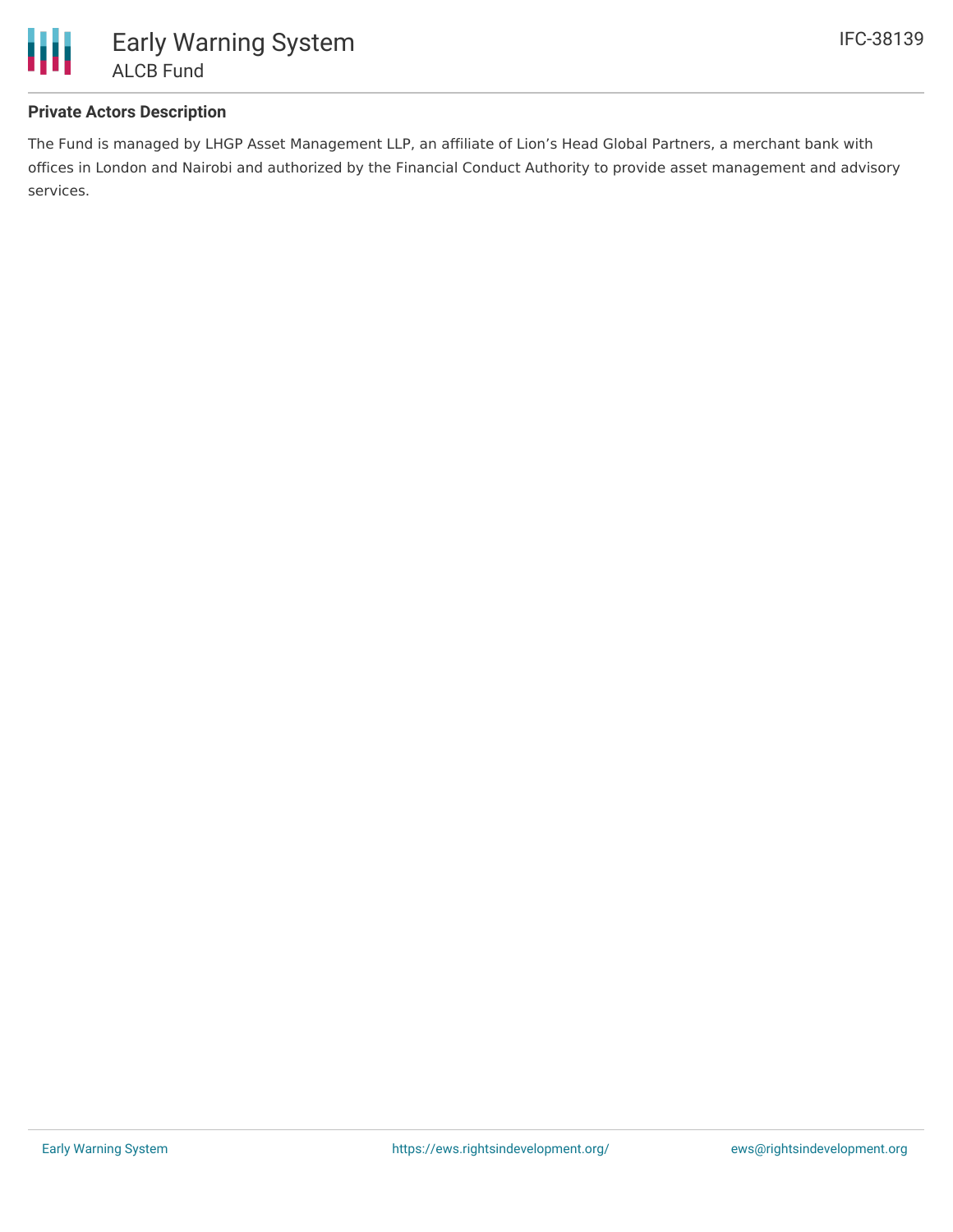**Private Actors Description**

The Fund is managed by LHGP Asset Management LLP, an affiliate of Lion's Head Global Partners, a merchant bank with offices in London and Nairobi and authorized by the Financial Conduct Authority to provide asset management and advisory services.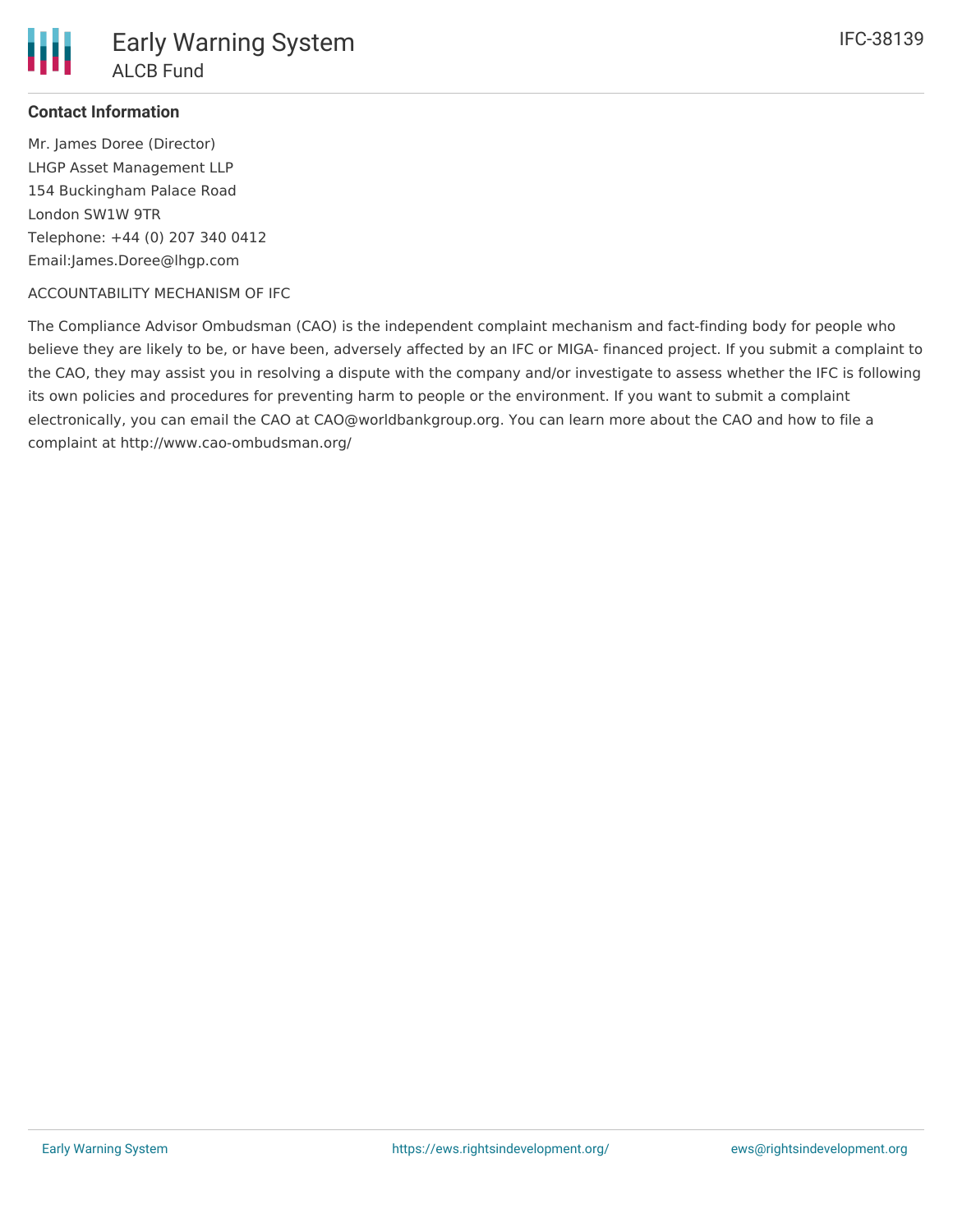**Contact Information**

Mr. James Doree (Director)
LHGP Asset Management LLP
154 Buckingham Palace Road
London SW1W 9TR
Telephone: +44 (0) 207 340 0412
Email:James.Doree@lhgp.com

ACCOUNTABILITY MECHANISM OF IFC

The Compliance Advisor Ombudsman (CAO) is the independent complaint mechanism and fact-finding body for people who believe they are likely to be, or have been, adversely affected by an IFC or MIGA- financed project. If you submit a complaint to the CAO, they may assist you in resolving a dispute with the company and/or investigate to assess whether the IFC is following its own policies and procedures for preventing harm to people or the environment. If you want to submit a complaint electronically, you can email the CAO at CAO@worldbankgroup.org. You can learn more about the CAO and how to file a complaint at http://www.cao-ombudsman.org/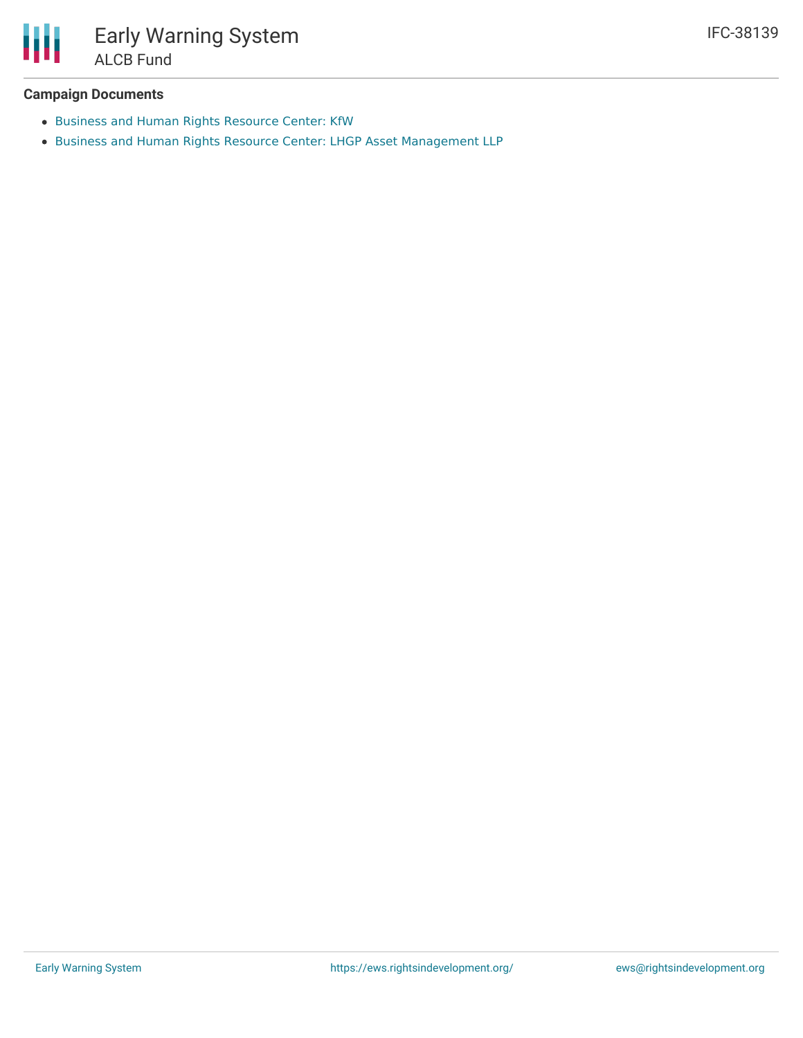**Campaign Documents**

- Business and Human Rights Resource Center: KfW
- Business and Human Rights Resource Center: LHGP Asset Management LLP